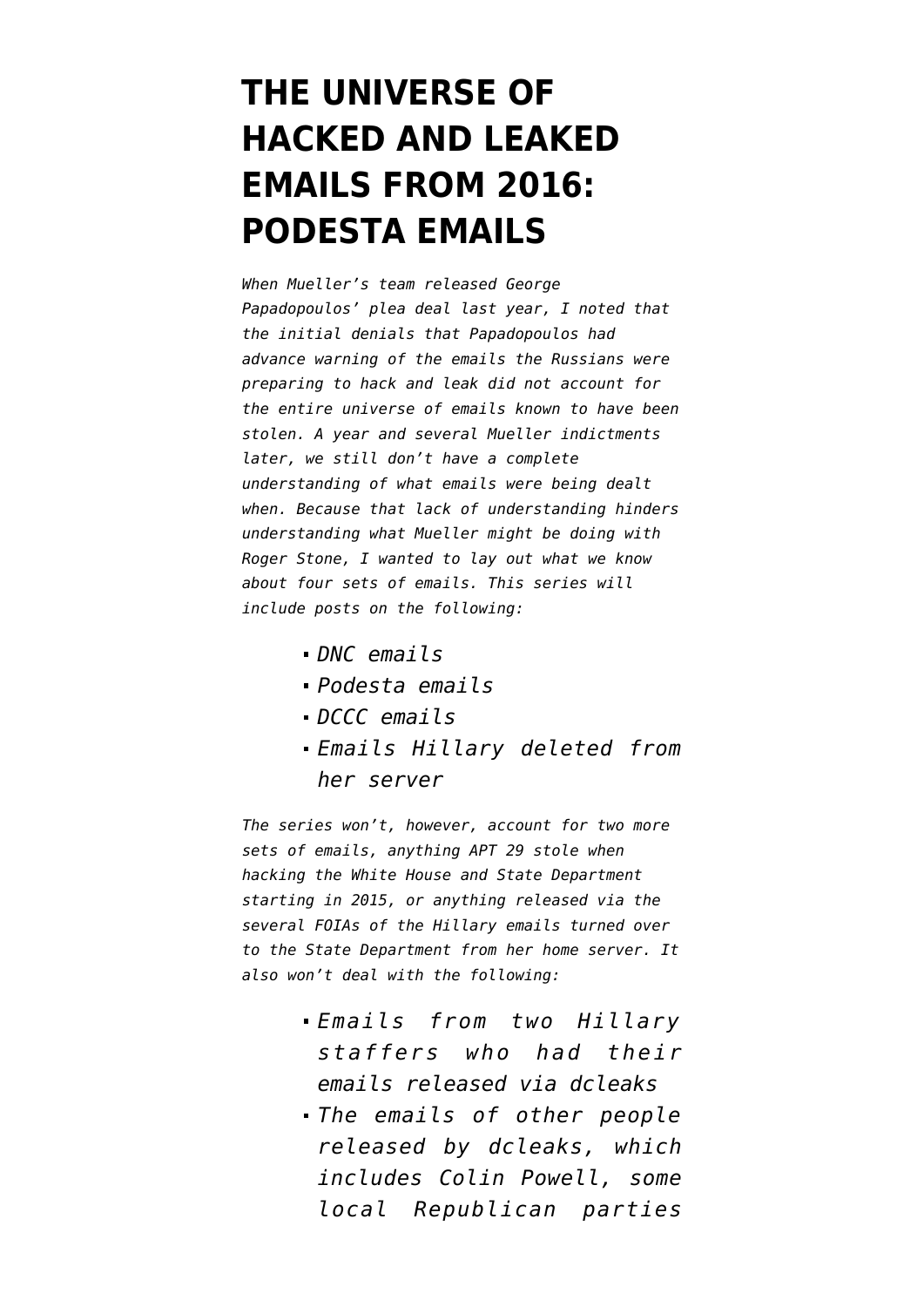# THE UNIVERSE OF HACKED AND LEAKED EMAILS FROM 2016: PODESTA EMAILS

*When Mueller's team released George Papadopoulos' plea deal last year, I noted that the initial denials that Papadopoulos had advance warning of the emails the Russians were preparing to hack and leak did not account for the entire universe of emails known to have been stolen. A year and several Mueller indictments later, we still don't have a complete understanding of what emails were being dealt when. Because that lack of understanding hinders understanding what Mueller might be doing with Roger Stone, I wanted to lay out what we know about four sets of emails. This series will include posts on the following:*

- *DNC emails*
- *Podesta emails*
- *DCCC emails*
- *Emails Hillary deleted from her server*

*The series won't, however, account for two more sets of emails, anything APT 29 stole when hacking the White House and State Department starting in 2015, or anything released via the several FOIAs of the Hillary emails turned over to the State Department from her home server. It also won't deal with the following:*

- *Emails from two Hillary staffers who had their emails released via dcleaks*
- *The emails of other people released by dcleaks, which includes Colin Powell, some local Republican parties*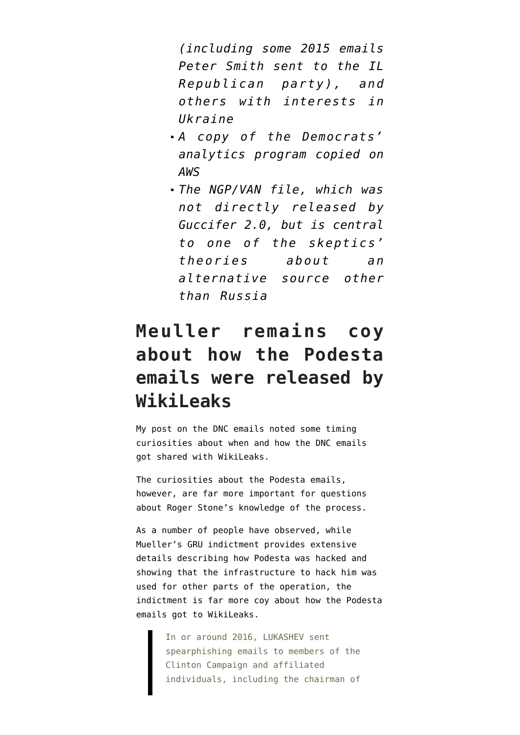*(including some 2015 emails Peter Smith sent to the IL Republican party), and others with interests in Ukraine*

- *A copy of the Democrats' analytics program copied on AWS*
- *The NGP/VAN file, which was not directly released by Guccifer 2.0, but is central to one of the skeptics' theories about an alternative source other than Russia*

## Meuller remains coy about how the Podesta emails were released by WikiLeaks

My post on the DNC emails noted some timing curiosities about when and how the DNC emails got shared with WikiLeaks.

The curiosities about the Podesta emails, however, are far more important for questions about Roger Stone's knowledge of the process.

As a number of people have observed, while Mueller's GRU indictment provides extensive details describing how Podesta was hacked and showing that the infrastructure to hack him was used for other parts of the operation, the indictment is far more coy about how the Podesta emails got to WikiLeaks.

> In or around 2016, LUKASHEV sent spearphishing emails to members of the Clinton Campaign and affiliated individuals, including the chairman of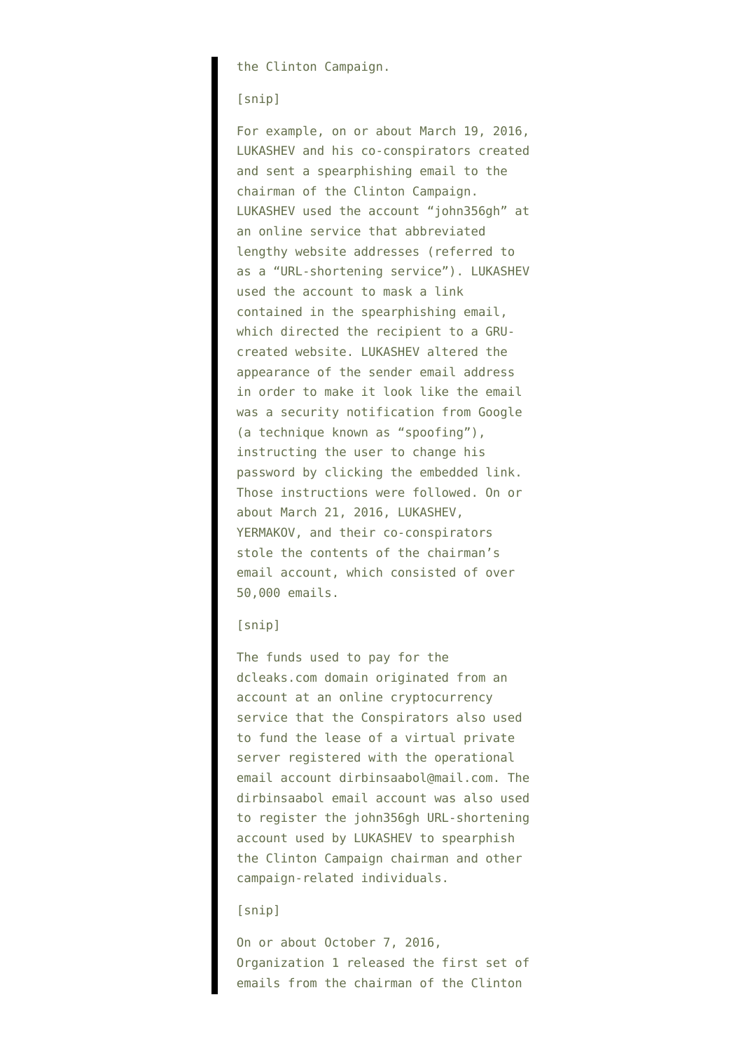> the Clinton Campaign.
>
> [snip]
>
> For example, on or about March 19, 2016, LUKASHEV and his co-conspirators created and sent a spearphishing email to the chairman of the Clinton Campaign. LUKASHEV used the account "john356gh" at an online service that abbreviated lengthy website addresses (referred to as a "URL-shortening service"). LUKASHEV used the account to mask a link contained in the spearphishing email, which directed the recipient to a GRU-created website. LUKASHEV altered the appearance of the sender email address in order to make it look like the email was a security notification from Google (a technique known as "spoofing"), instructing the user to change his password by clicking the embedded link. Those instructions were followed. On or about March 21, 2016, LUKASHEV, YERMAKOV, and their co-conspirators stole the contents of the chairman's email account, which consisted of over 50,000 emails.
>
> [snip]
>
> The funds used to pay for the dcleaks.com domain originated from an account at an online cryptocurrency service that the Conspirators also used to fund the lease of a virtual private server registered with the operational email account dirbinsaabol@mail.com. The dirbinsaabol email account was also used to register the john356gh URL-shortening account used by LUKASHEV to spearphish the Clinton Campaign chairman and other campaign-related individuals.
>
> [snip]
>
> On or about October 7, 2016, Organization 1 released the first set of emails from the chairman of the Clinton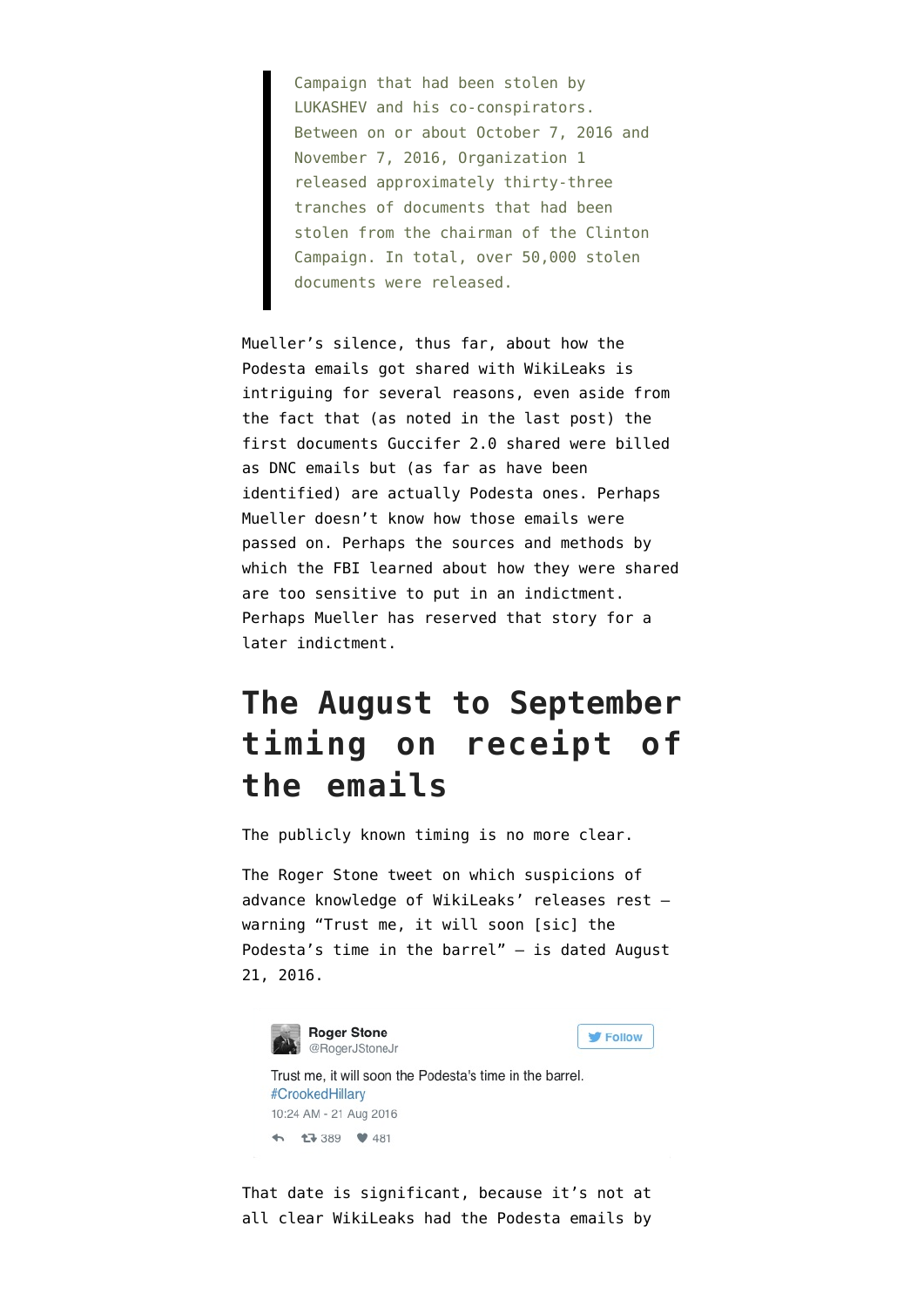> Campaign that had been stolen by LUKASHEV and his co-conspirators. Between on or about October 7, 2016 and November 7, 2016, Organization 1 released approximately thirty-three tranches of documents that had been stolen from the chairman of the Clinton Campaign. In total, over 50,000 stolen documents were released.

Mueller's silence, thus far, about how the Podesta emails got shared with WikiLeaks is intriguing for several reasons, even aside from the fact that (as noted in the last post) the first documents Guccifer 2.0 shared were billed as DNC emails but (as far as have been identified) are actually Podesta ones. Perhaps Mueller doesn't know how those emails were passed on. Perhaps the sources and methods by which the FBI learned about how they were shared are too sensitive to put in an indictment. Perhaps Mueller has reserved that story for a later indictment.

## The August to September timing on receipt of the emails

The publicly known timing is no more clear.

The Roger Stone tweet on which suspicions of advance knowledge of WikiLeaks' releases rest — warning "Trust me, it will soon [sic] the Podesta's time in the barrel" — is dated August 21, 2016.

> **Roger Stone** @RogerJStoneJr
>
> Trust me, it will soon the Podesta's time in the barrel. #CrookedHillary
>
> 10:24 AM - 21 Aug 2016
>
> 389 481

That date is significant, because it's not at all clear WikiLeaks had the Podesta emails by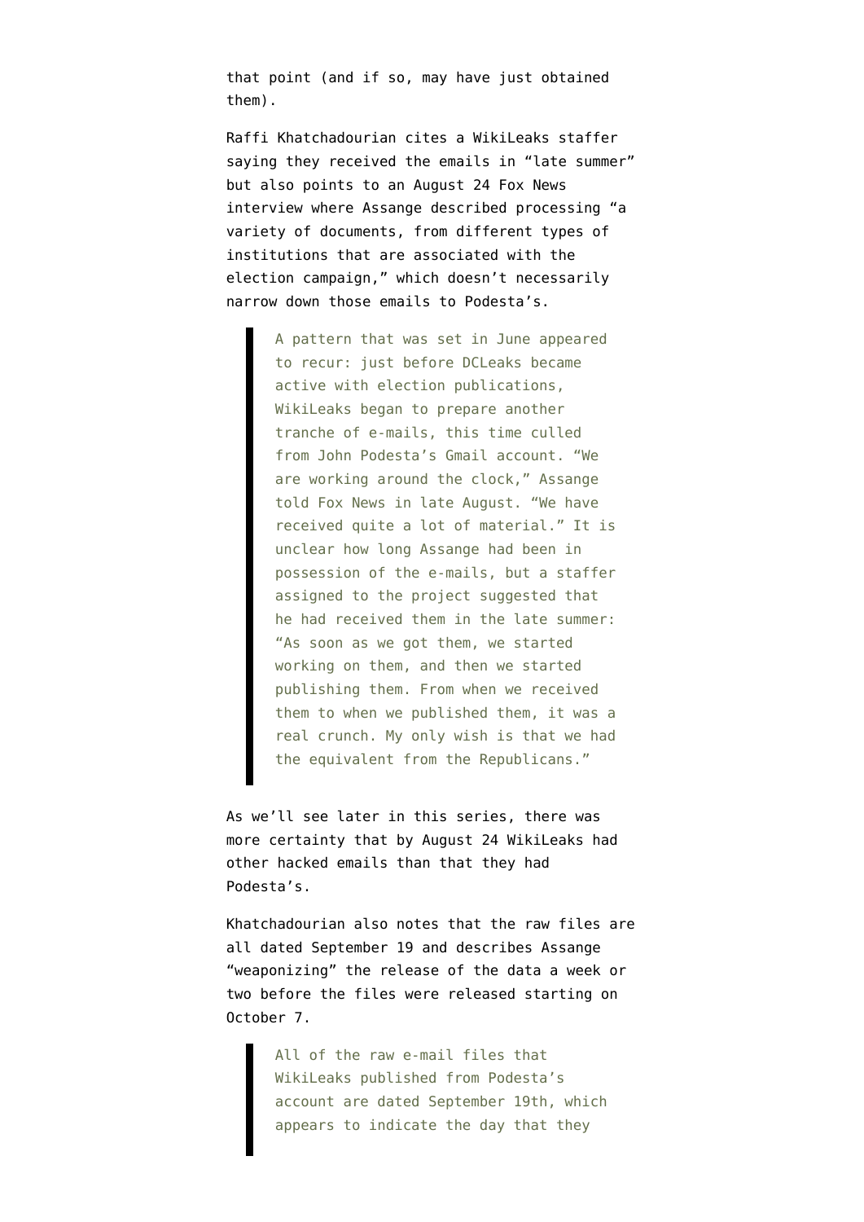that point (and if so, may have just obtained them).

Raffi Khatchadourian cites a WikiLeaks staffer saying they received the emails in "late summer" but also points to an August 24 Fox News interview where Assange described processing "a variety of documents, from different types of institutions that are associated with the election campaign," which doesn't necessarily narrow down those emails to Podesta's.

> A pattern that was set in June appeared to recur: just before DCLeaks became active with election publications, WikiLeaks began to prepare another tranche of e-mails, this time culled from John Podesta's Gmail account. "We are working around the clock," Assange told Fox News in late August. "We have received quite a lot of material." It is unclear how long Assange had been in possession of the e-mails, but a staffer assigned to the project suggested that he had received them in the late summer: "As soon as we got them, we started working on them, and then we started publishing them. From when we received them to when we published them, it was a real crunch. My only wish is that we had the equivalent from the Republicans."

As we'll see later in this series, there was more certainty that by August 24 WikiLeaks had other hacked emails than that they had Podesta's.

Khatchadourian also notes that the raw files are all dated September 19 and describes Assange "weaponizing" the release of the data a week or two before the files were released starting on October 7.

> All of the raw e-mail files that WikiLeaks published from Podesta's account are dated September 19th, which appears to indicate the day that they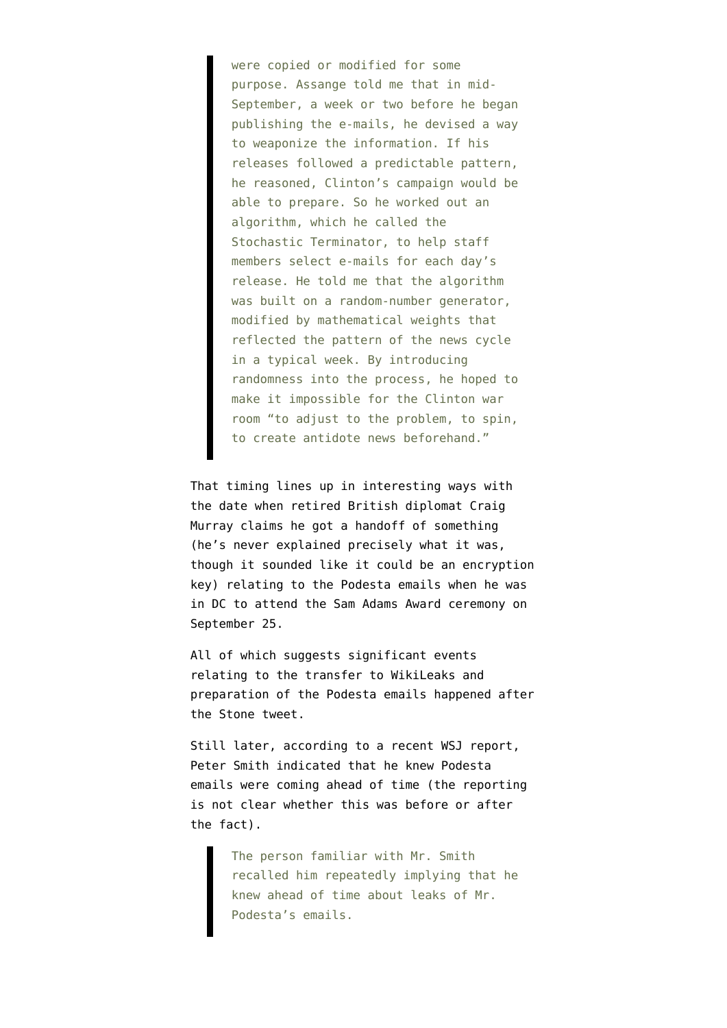> were copied or modified for some purpose. Assange told me that in mid-September, a week or two before he began publishing the e-mails, he devised a way to weaponize the information. If his releases followed a predictable pattern, he reasoned, Clinton's campaign would be able to prepare. So he worked out an algorithm, which he called the Stochastic Terminator, to help staff members select e-mails for each day's release. He told me that the algorithm was built on a random-number generator, modified by mathematical weights that reflected the pattern of the news cycle in a typical week. By introducing randomness into the process, he hoped to make it impossible for the Clinton war room "to adjust to the problem, to spin, to create antidote news beforehand."

That timing lines up in interesting ways with the date when retired British diplomat Craig Murray claims he got a handoff of something (he's never explained precisely what it was, though it sounded like it could be an encryption key) relating to the Podesta emails when he was in DC to attend the Sam Adams Award ceremony on September 25.

All of which suggests significant events relating to the transfer to WikiLeaks and preparation of the Podesta emails happened after the Stone tweet.

Still later, according to a recent WSJ report, Peter Smith indicated that he knew Podesta emails were coming ahead of time (the reporting is not clear whether this was before or after the fact).

> The person familiar with Mr. Smith recalled him repeatedly implying that he knew ahead of time about leaks of Mr. Podesta's emails.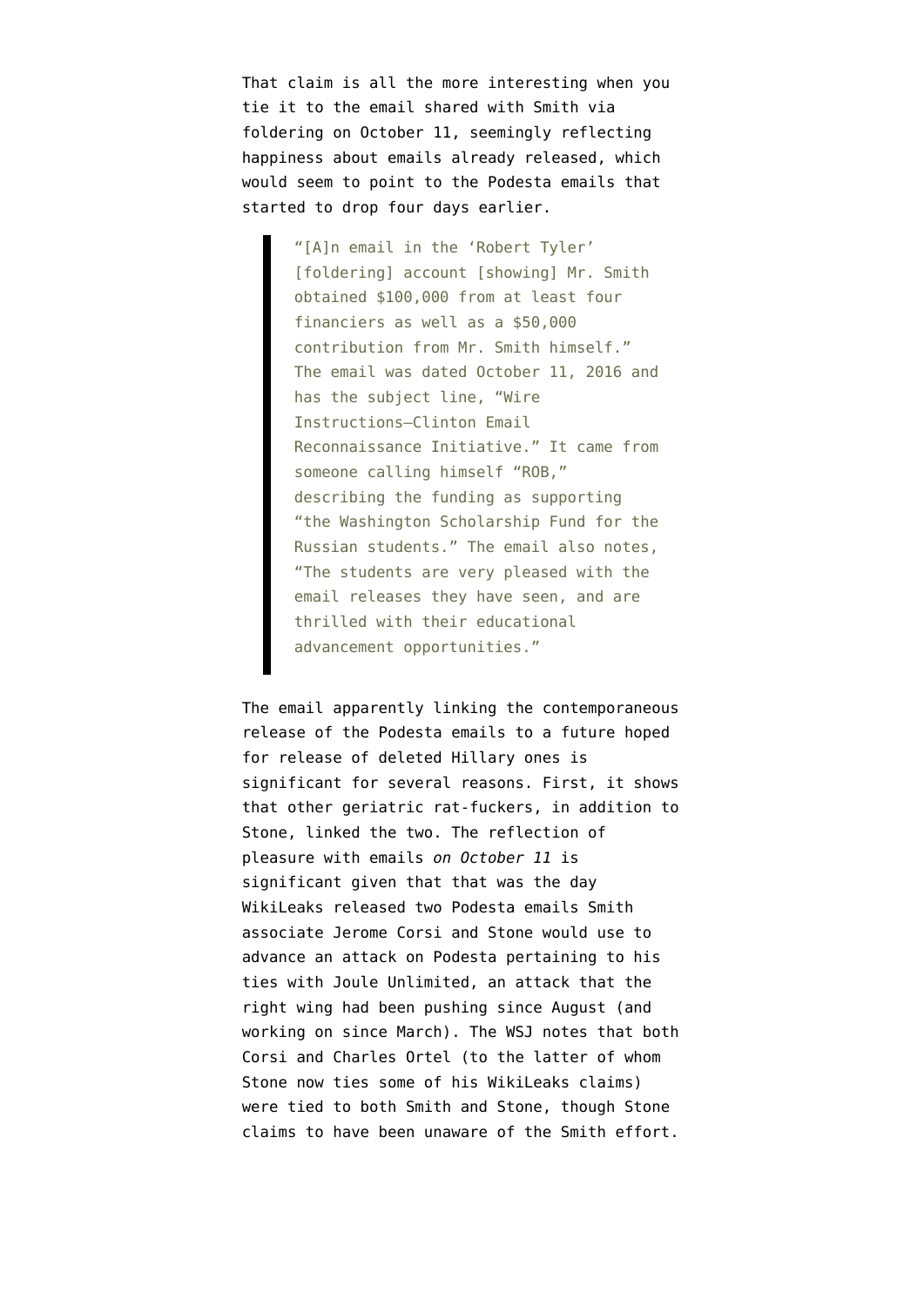That claim is all the more interesting when you tie it to the email shared with Smith via foldering on October 11, seemingly reflecting happiness about emails already released, which would seem to point to the Podesta emails that started to drop four days earlier.

> "[A]n email in the 'Robert Tyler' [foldering] account [showing] Mr. Smith obtained $100,000 from at least four financiers as well as a $50,000 contribution from Mr. Smith himself." The email was dated October 11, 2016 and has the subject line, "Wire Instructions—Clinton Email Reconnaissance Initiative." It came from someone calling himself "ROB," describing the funding as supporting "the Washington Scholarship Fund for the Russian students." The email also notes, "The students are very pleased with the email releases they have seen, and are thrilled with their educational advancement opportunities."

The email apparently linking the contemporaneous release of the Podesta emails to a future hoped for release of deleted Hillary ones is significant for several reasons. First, it shows that other geriatric rat-fuckers, in addition to Stone, linked the two. The reflection of pleasure with emails *on October 11* is significant given that that was the day WikiLeaks released two Podesta emails Smith associate Jerome Corsi and Stone would use to advance an attack on Podesta pertaining to his ties with Joule Unlimited, an attack that the right wing had been pushing since August (and working on since March). The WSJ notes that both Corsi and Charles Ortel (to the latter of whom Stone now ties some of his WikiLeaks claims) were tied to both Smith and Stone, though Stone claims to have been unaware of the Smith effort.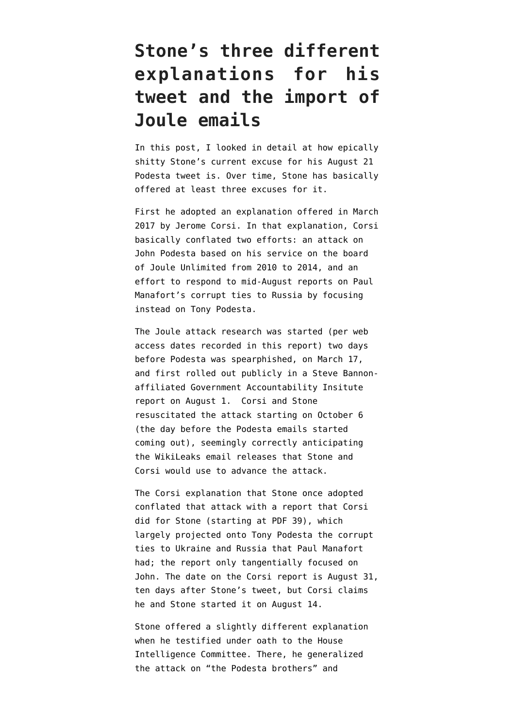# Stone's three different explanations for his tweet and the import of Joule emails

In this post, I looked in detail at how epically shitty Stone's current excuse for his August 21 Podesta tweet is. Over time, Stone has basically offered at least three excuses for it.

First he adopted an explanation offered in March 2017 by Jerome Corsi. In that explanation, Corsi basically conflated two efforts: an attack on John Podesta based on his service on the board of Joule Unlimited from 2010 to 2014, and an effort to respond to mid-August reports on Paul Manafort's corrupt ties to Russia by focusing instead on Tony Podesta.

The Joule attack research was started (per web access dates recorded in this report) two days before Podesta was spearphished, on March 17, and first rolled out publicly in a Steve Bannon-affiliated Government Accountability Insitute report on August 1. Corsi and Stone resuscitated the attack starting on October 6 (the day before the Podesta emails started coming out), seemingly correctly anticipating the WikiLeaks email releases that Stone and Corsi would use to advance the attack.

The Corsi explanation that Stone once adopted conflated that attack with a report that Corsi did for Stone (starting at PDF 39), which largely projected onto Tony Podesta the corrupt ties to Ukraine and Russia that Paul Manafort had; the report only tangentially focused on John. The date on the Corsi report is August 31, ten days after Stone's tweet, but Corsi claims he and Stone started it on August 14.

Stone offered a slightly different explanation when he testified under oath to the House Intelligence Committee. There, he generalized the attack on "the Podesta brothers" and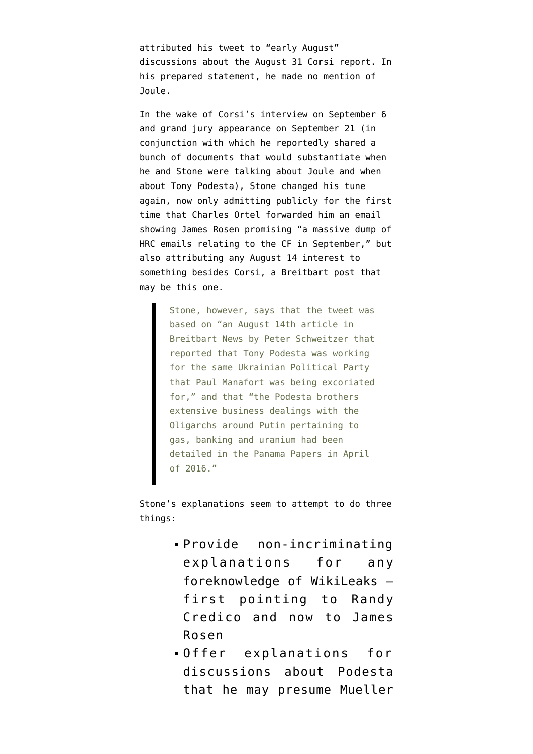attributed his tweet to "early August" discussions about the August 31 Corsi report. In his prepared statement, he made no mention of Joule.

In the wake of Corsi's interview on September 6 and grand jury appearance on September 21 (in conjunction with which he reportedly shared a bunch of documents that would substantiate when he and Stone were talking about Joule and when about Tony Podesta), Stone changed his tune again, now only admitting publicly for the first time that Charles Ortel forwarded him an email showing James Rosen promising "a massive dump of HRC emails relating to the CF in September," but also attributing any August 14 interest to something besides Corsi, a Breitbart post that may be this one.

> Stone, however, says that the tweet was based on "an August 14th article in Breitbart News by Peter Schweitzer that reported that Tony Podesta was working for the same Ukrainian Political Party that Paul Manafort was being excoriated for," and that "the Podesta brothers extensive business dealings with the Oligarchs around Putin pertaining to gas, banking and uranium had been detailed in the Panama Papers in April of 2016."

Stone's explanations seem to attempt to do three things:

- Provide non-incriminating explanations for any foreknowledge of WikiLeaks — first pointing to Randy Credico and now to James Rosen
- Offer explanations for discussions about Podesta that he may presume Mueller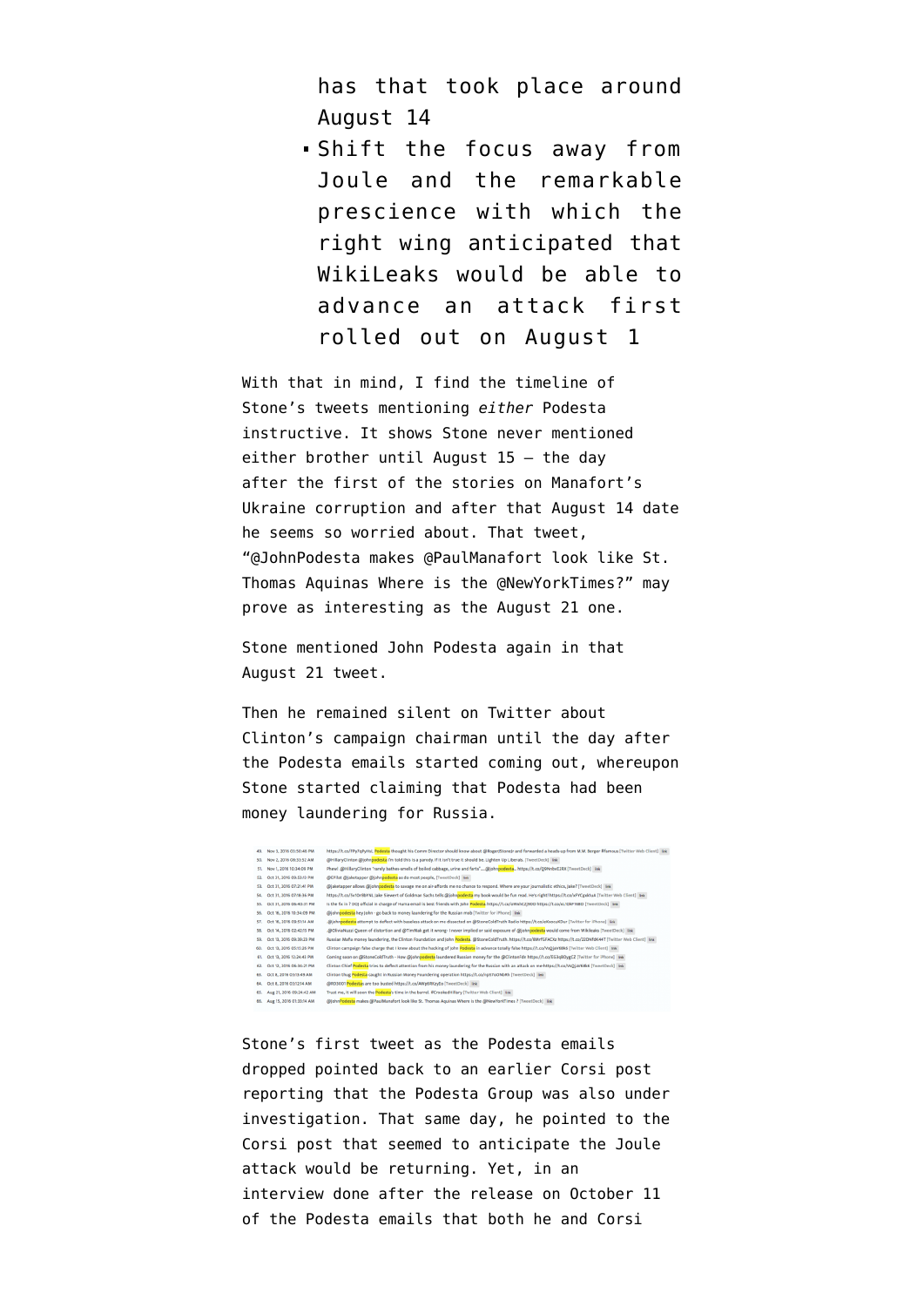has that took place around August 14

- Shift the focus away from Joule and the remarkable prescience with which the right wing anticipated that WikiLeaks would be able to advance an attack first rolled out on August 1

With that in mind, I find the timeline of Stone's tweets mentioning *either* Podesta instructive. It shows Stone never mentioned either brother until August 15 — the day after the first of the stories on Manafort's Ukraine corruption and after that August 14 date he seems so worried about. That tweet, "@JohnPodesta makes @PaulManafort look like St. Thomas Aquinas Where is the @NewYorkTimes?" may prove as interesting as the August 21 one.

Stone mentioned John Podesta again in that August 21 tweet.

Then he remained silent on Twitter about Clinton's campaign chairman until the day after the Podesta emails started coming out, whereupon Stone started claiming that Podesta had been money laundering for Russia.

| # | Date | Tweet | Client |
|---|---|---|---|
| 49. | Nov 3, 2016 03:50:46 PM | https://t.co/… Podesta thought his Comm Director should know about @RogerJStoneJr and forwarded a heads-up from M.M. Berger #Famous | [Twitter Web Client] |
| 50. | Nov 2, 2016 08:33:52 AM | @HillaryClinton @johnpodesta I'm told this is a parody. If it isn't true it should be. Lighten Up Liberals. | [TweetDeck] |
| 51. | Nov 1, 2016 10:34:09 PM | Phew! @HillaryClinton "rarely bathes-smells of boiled cabbage, urine and farts"....@johnpodesta... https://t.co/… | [TweetDeck] |
| 52. | Oct 31, 2016 09:53:19 PM | @CFSat @jaketapper @johnpodesta so do most people, | [TweetDeck] |
| 53. | Oct 31, 2016 07:21:41 PM | @jaketapper allows @johnpodesta to savage me on air-affords me no chance to respond. Where are your journalistic ethics, Jake? | [TweetDeck] |
| 54. | Oct 31, 2016 07:18:36 PM | https://t.co/… Jake Siewert of Goldman Sachs tells @johnpodesta my book would be fun read. He's right! https://t.co/… | [Twitter Web Client] |
| 55. | Oct 31, 2016 06:40:31 PM | Is the fix in ? DOJ official in charge of Huma email is best friends with John Podesta https://t.co/… https://t.co/… | [TweetDeck] |
| 56. | Oct 18, 2016 10:54:09 PM | @johnpodesta hey John - go back to money laundering for the Russian mob | [Twitter for iPhone] |
| 57. | Oct 18, 2016 09:51:14 AM | .@johnpodesta attempt to deflect with baseless attack on me dissected on @StoneColdTruth Radio https://t.co/… | [Twitter for iPhone] |
| 58. | Oct 14, 2016 02:42:15 PM | .@OliviaNuzzi Queen of distortion and @TimMak get it wrong- I never implied or said exposure of @johnpodesta would come from Wikileaks | [TweetDeck] |
| 59. | Oct 13, 2016 09:39:23 PM | Russian Mafia money laundering, the Clinton Foundation and John Podesta. @StoneColdTruth. https://t.co/… | [Twitter Web Client] |
| 60. | Oct 12, 2016 05:11:26 PM | Clinton campaign false charge that I knew about the hacking of John Podesta in advance totally false https://t.co/… | [Twitter Web Client] |
| 61. | Oct 12, 2016 12:24:43 PM | Coming soon on @StoneColdTruth - How @johnpodesta laundered Russian money for the @ClintonFdn https://t.co/… | [Twitter for iPhone] |
| 62. | Oct 12, 2016 08:36:21 PM | Clinton Chief Podesta tries to deflect attention from his money laundering for the Russian with an attack on me-https://t.co/… | [TweetDeck] |
| 63. | Oct 8, 2016 03:13:49 AM | Clinton thug Podesta caught in Russian Money Laundering operation https://t.co/… | [TweetDeck] |
| 64. | Oct 8, 2016 03:12:14 AM | @RD3001 Podestas are too busted https://t.co/… | [TweetDeck] |
| 65. | Aug 21, 2016 09:24:42 AM | Trust me, it will soon the Podesta's time in the barrel. #CrookedHillary | [Twitter Web Client] |
| 66. | Aug 15, 2016 01:33:14 AM | @JohnPodesta makes @PaulManafort look like St. Thomas Aquinas Where is the @NewYorkTimes ? | [TweetDeck] |

Stone's first tweet as the Podesta emails dropped pointed back to an earlier Corsi post reporting that the Podesta Group was also under investigation. That same day, he pointed to the Corsi post that seemed to anticipate the Joule attack would be returning. Yet, in an interview done after the release on October 11 of the Podesta emails that both he and Corsi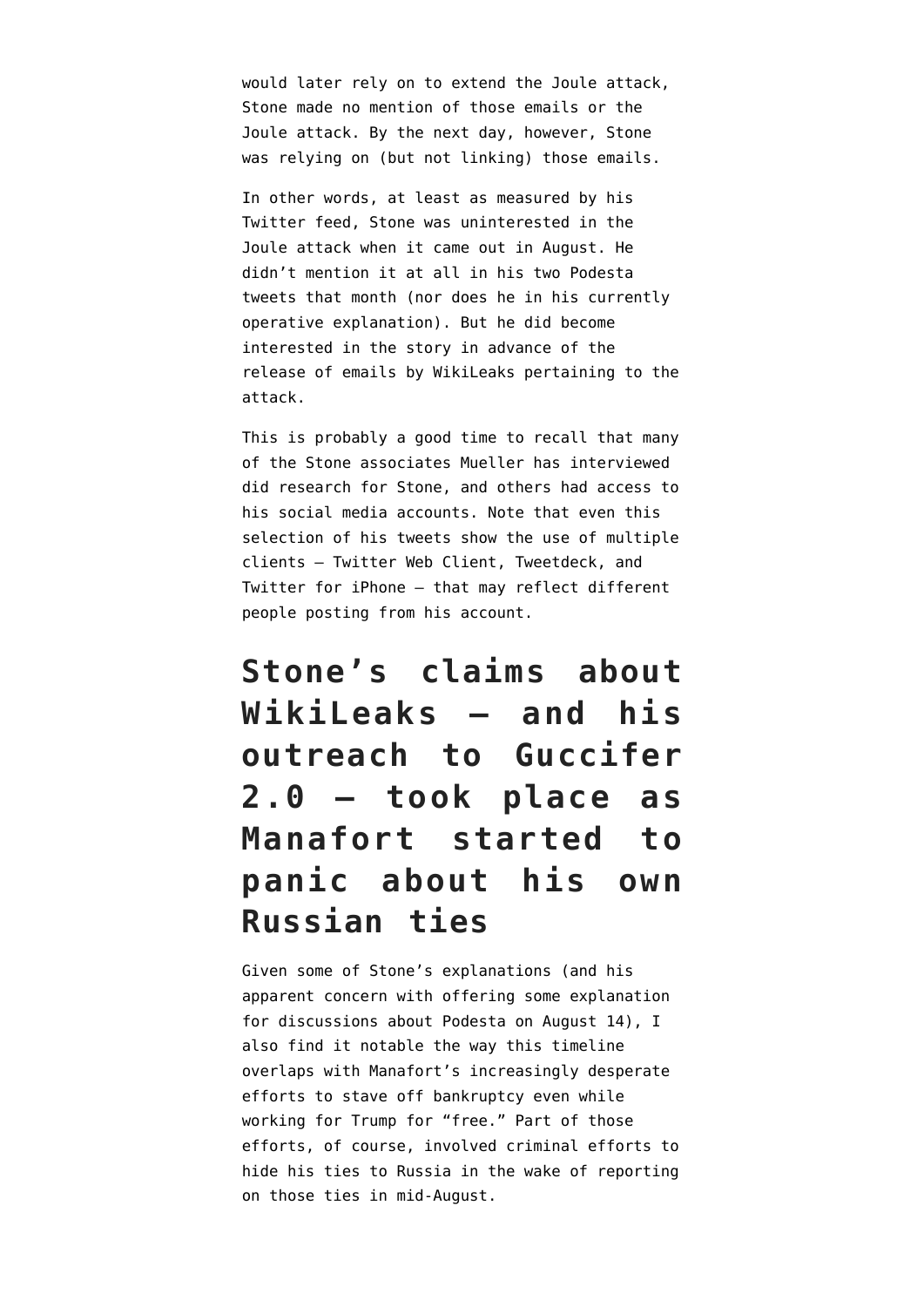would later rely on to extend the Joule attack, Stone made no mention of those emails or the Joule attack. By the next day, however, Stone was relying on (but not linking) those emails.

In other words, at least as measured by his Twitter feed, Stone was uninterested in the Joule attack when it came out in August. He didn't mention it at all in his two Podesta tweets that month (nor does he in his currently operative explanation). But he did become interested in the story in advance of the release of emails by WikiLeaks pertaining to the attack.

This is probably a good time to recall that many of the Stone associates Mueller has interviewed did research for Stone, and others had access to his social media accounts. Note that even this selection of his tweets show the use of multiple clients — Twitter Web Client, Tweetdeck, and Twitter for iPhone — that may reflect different people posting from his account.

## Stone's claims about WikiLeaks — and his outreach to Guccifer 2.0 — took place as Manafort started to panic about his own Russian ties

Given some of Stone's explanations (and his apparent concern with offering some explanation for discussions about Podesta on August 14), I also find it notable the way this timeline overlaps with Manafort's increasingly desperate efforts to stave off bankruptcy even while working for Trump for "free." Part of those efforts, of course, involved criminal efforts to hide his ties to Russia in the wake of reporting on those ties in mid-August.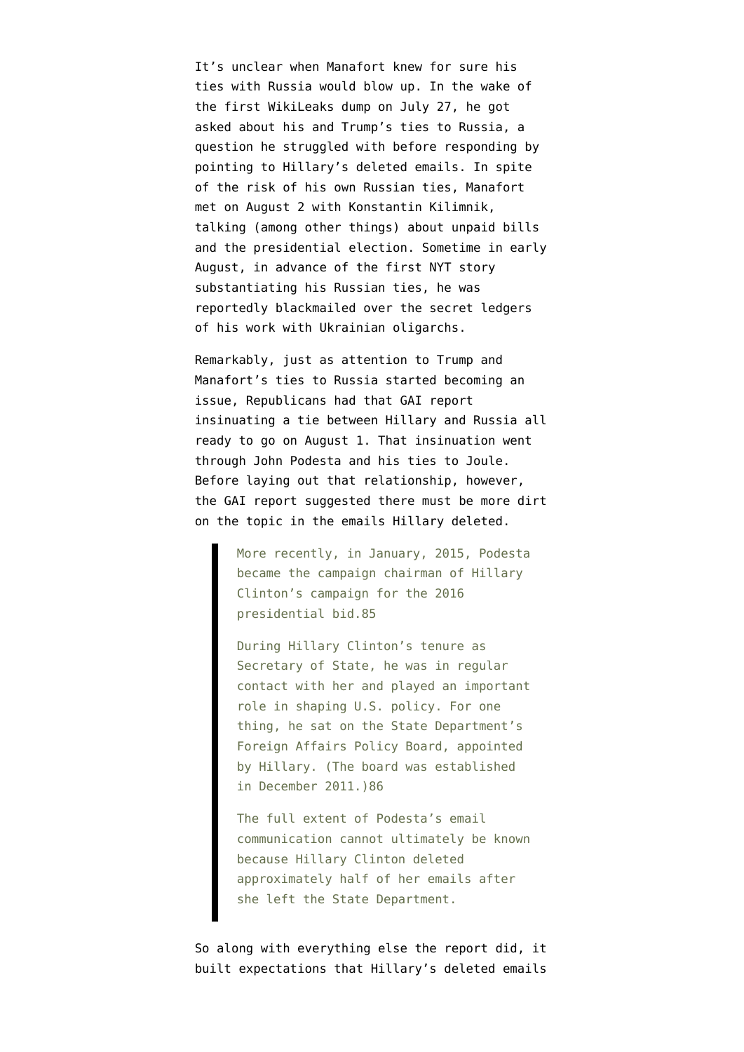It's unclear when Manafort knew for sure his ties with Russia would blow up. In the wake of the first WikiLeaks dump on July 27, he got asked about his and Trump's ties to Russia, a question he struggled with before responding by pointing to Hillary's deleted emails. In spite of the risk of his own Russian ties, Manafort met on August 2 with Konstantin Kilimnik, talking (among other things) about unpaid bills and the presidential election. Sometime in early August, in advance of the first NYT story substantiating his Russian ties, he was reportedly blackmailed over the secret ledgers of his work with Ukrainian oligarchs.

Remarkably, just as attention to Trump and Manafort's ties to Russia started becoming an issue, Republicans had that GAI report insinuating a tie between Hillary and Russia all ready to go on August 1. That insinuation went through John Podesta and his ties to Joule. Before laying out that relationship, however, the GAI report suggested there must be more dirt on the topic in the emails Hillary deleted.

> More recently, in January, 2015, Podesta became the campaign chairman of Hillary Clinton's campaign for the 2016 presidential bid.85
>
> During Hillary Clinton's tenure as Secretary of State, he was in regular contact with her and played an important role in shaping U.S. policy. For one thing, he sat on the State Department's Foreign Affairs Policy Board, appointed by Hillary. (The board was established in December 2011.)86
>
> The full extent of Podesta's email communication cannot ultimately be known because Hillary Clinton deleted approximately half of her emails after she left the State Department.

So along with everything else the report did, it built expectations that Hillary's deleted emails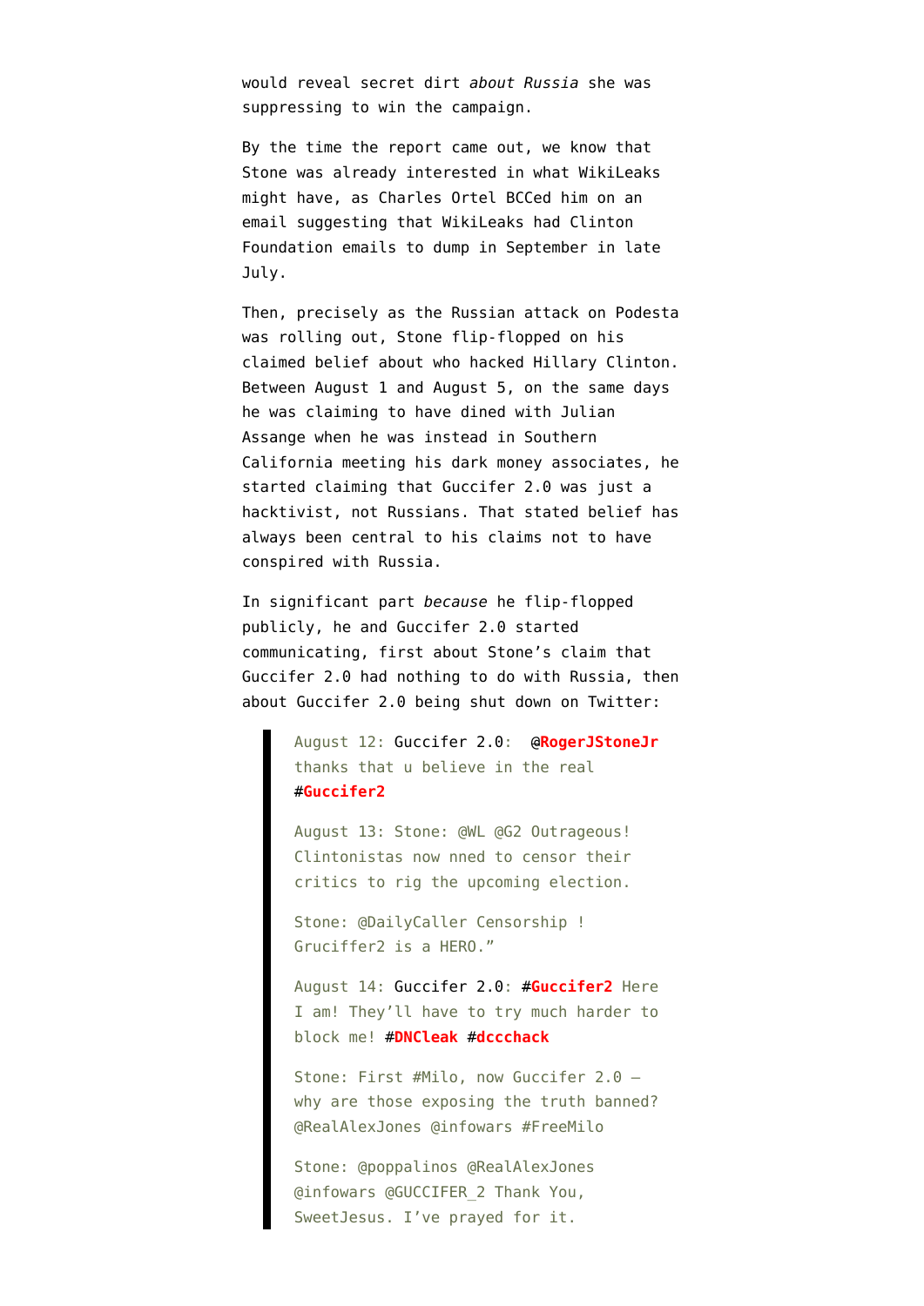would reveal secret dirt *about Russia* she was suppressing to win the campaign.

By the time the report came out, we know that Stone was already interested in what WikiLeaks might have, as Charles Ortel BCCed him on an email suggesting that WikiLeaks had Clinton Foundation emails to dump in September in late July.

Then, precisely as the Russian attack on Podesta was rolling out, Stone flip-flopped on his claimed belief about who hacked Hillary Clinton. Between August 1 and August 5, on the same days he was claiming to have dined with Julian Assange when he was instead in Southern California meeting his dark money associates, he started claiming that Guccifer 2.0 was just a hacktivist, not Russians. That stated belief has always been central to his claims not to have conspired with Russia.

In significant part *because* he flip-flopped publicly, he and Guccifer 2.0 started communicating, first about Stone's claim that Guccifer 2.0 had nothing to do with Russia, then about Guccifer 2.0 being shut down on Twitter:

> August 12: Guccifer 2.0: @RogerJStoneJr thanks that u believe in the real #Guccifer2
>
> August 13: Stone: @WL @G2 Outrageous! Clintonistas now nned to censor their critics to rig the upcoming election.
>
> Stone: @DailyCaller Censorship ! Gruciffer2 is a HERO."
>
> August 14: Guccifer 2.0: #Guccifer2 Here I am! They'll have to try much harder to block me! #DNCleak #dccchack
>
> Stone: First #Milo, now Guccifer 2.0 – why are those exposing the truth banned? @RealAlexJones @infowars #FreeMilo
>
> Stone: @poppalinos @RealAlexJones @infowars @GUCCIFER_2 Thank You, SweetJesus. I've prayed for it.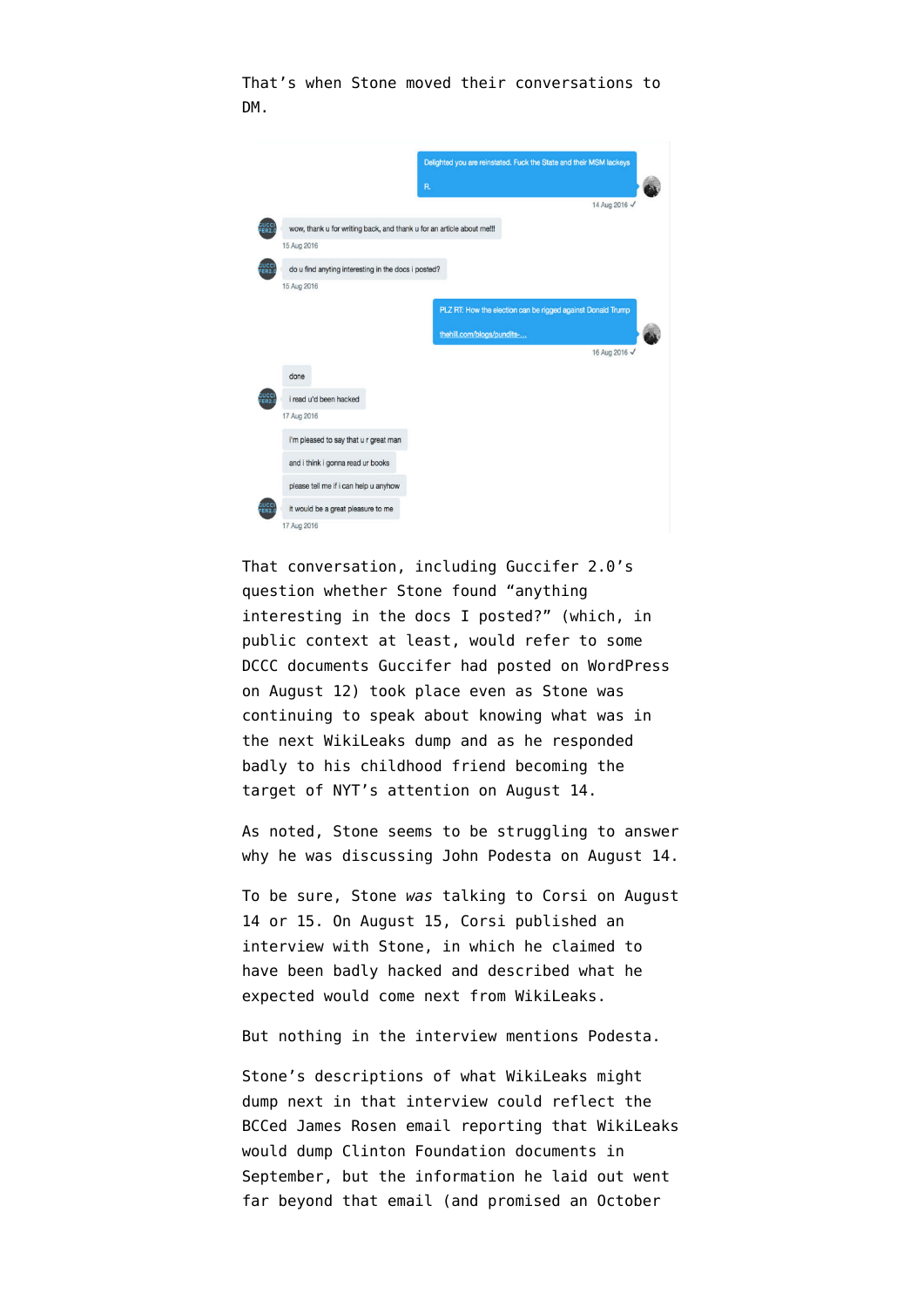That's when Stone moved their conversations to DM.

> Delighted you are reinstated. Fuck the State and their MSM lackeys
>
> R.
>
> 14 Aug 2016

> wow, thank u for writing back, and thank u for an article about me!!!
>
> 15 Aug 2016

> do u find anyting interesting in the docs i posted?
>
> 15 Aug 2016

> PLZ RT: How the election can be rigged against Donald Trump
>
> thehill.com/blogs/pundits-...
>
> 16 Aug 2016

> done
>
> i read u'd been hacked
>
> 17 Aug 2016

> i'm pleased to say that u r great man
>
> and i think i gonna read ur books
>
> please tell me if i can help u anyhow
>
> it would be a great pleasure to me
>
> 17 Aug 2016

That conversation, including Guccifer 2.0's question whether Stone found "anything interesting in the docs I posted?" (which, in public context at least, would refer to some DCCC documents Guccifer had posted on WordPress on August 12) took place even as Stone was continuing to speak about knowing what was in the next WikiLeaks dump and as he responded badly to his childhood friend becoming the target of NYT's attention on August 14.

As noted, Stone seems to be struggling to answer why he was discussing John Podesta on August 14.

To be sure, Stone *was* talking to Corsi on August 14 or 15. On August 15, Corsi published an interview with Stone, in which he claimed to have been badly hacked and described what he expected would come next from WikiLeaks.

But nothing in the interview mentions Podesta.

Stone's descriptions of what WikiLeaks might dump next in that interview could reflect the BCCed James Rosen email reporting that WikiLeaks would dump Clinton Foundation documents in September, but the information he laid out went far beyond that email (and promised an October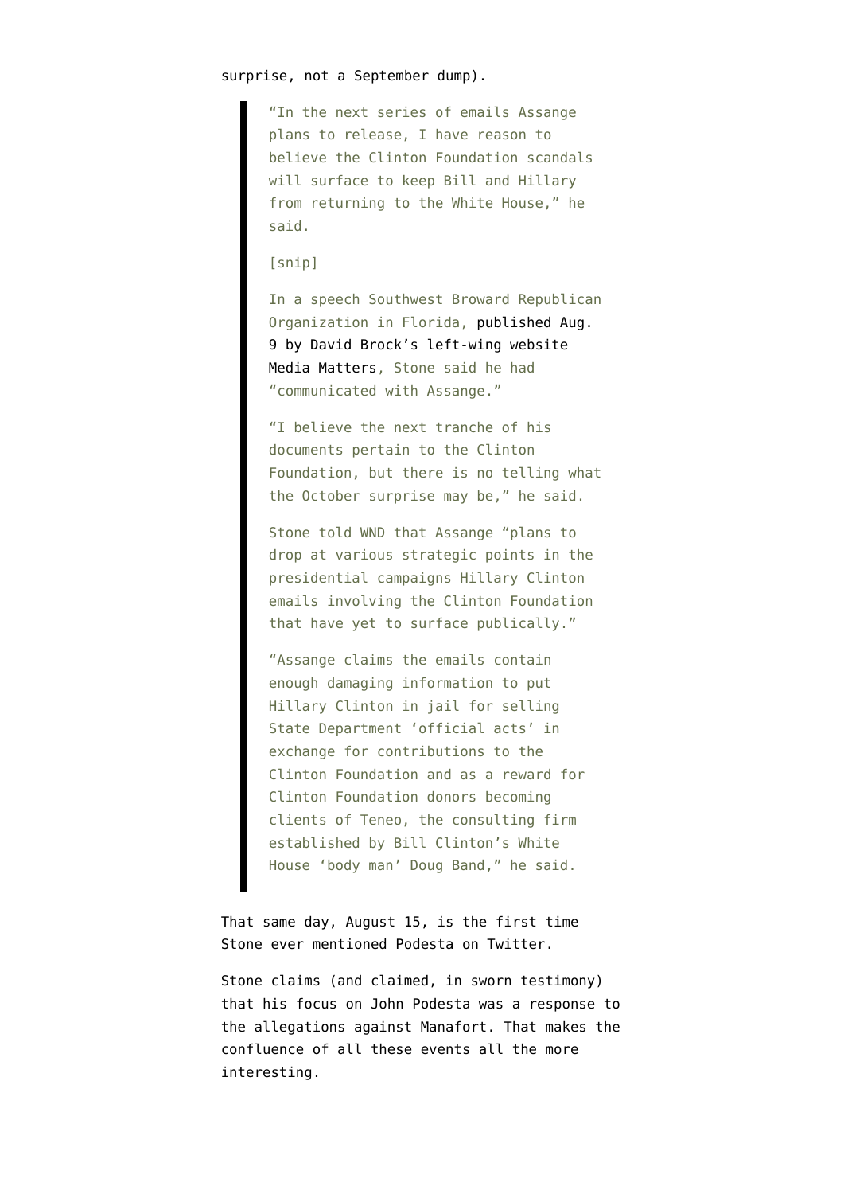surprise, not a September dump).

> "In the next series of emails Assange plans to release, I have reason to believe the Clinton Foundation scandals will surface to keep Bill and Hillary from returning to the White House," he said.
>
> [snip]
>
> In a speech Southwest Broward Republican Organization in Florida, published Aug. 9 by David Brock's left-wing website Media Matters, Stone said he had "communicated with Assange."
>
> "I believe the next tranche of his documents pertain to the Clinton Foundation, but there is no telling what the October surprise may be," he said.
>
> Stone told WND that Assange "plans to drop at various strategic points in the presidential campaigns Hillary Clinton emails involving the Clinton Foundation that have yet to surface publically."
>
> "Assange claims the emails contain enough damaging information to put Hillary Clinton in jail for selling State Department 'official acts' in exchange for contributions to the Clinton Foundation and as a reward for Clinton Foundation donors becoming clients of Teneo, the consulting firm established by Bill Clinton's White House 'body man' Doug Band," he said.

That same day, August 15, is the first time Stone ever mentioned Podesta on Twitter.

Stone claims (and claimed, in sworn testimony) that his focus on John Podesta was a response to the allegations against Manafort. That makes the confluence of all these events all the more interesting.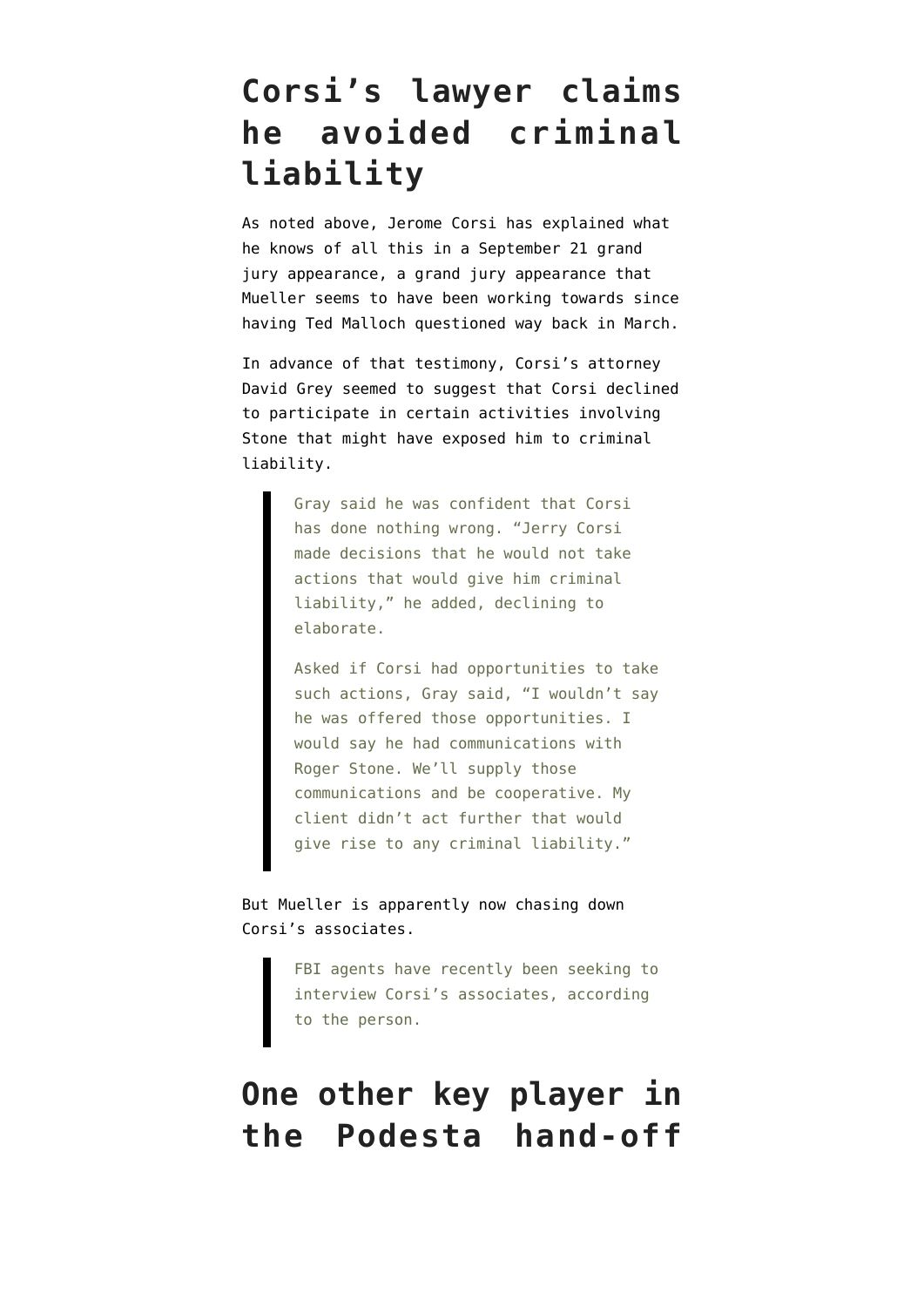## Corsi's lawyer claims he avoided criminal liability

As noted above, Jerome Corsi has explained what he knows of all this in a September 21 grand jury appearance, a grand jury appearance that Mueller seems to have been working towards since having Ted Malloch questioned way back in March.

In advance of that testimony, Corsi's attorney David Grey seemed to suggest that Corsi declined to participate in certain activities involving Stone that might have exposed him to criminal liability.

> Gray said he was confident that Corsi has done nothing wrong. "Jerry Corsi made decisions that he would not take actions that would give him criminal liability," he added, declining to elaborate.
>
> Asked if Corsi had opportunities to take such actions, Gray said, "I wouldn't say he was offered those opportunities. I would say he had communications with Roger Stone. We'll supply those communications and be cooperative. My client didn't act further that would give rise to any criminal liability."

But Mueller is apparently now chasing down Corsi's associates.

> FBI agents have recently been seeking to interview Corsi's associates, according to the person.

## One other key player in the Podesta hand-off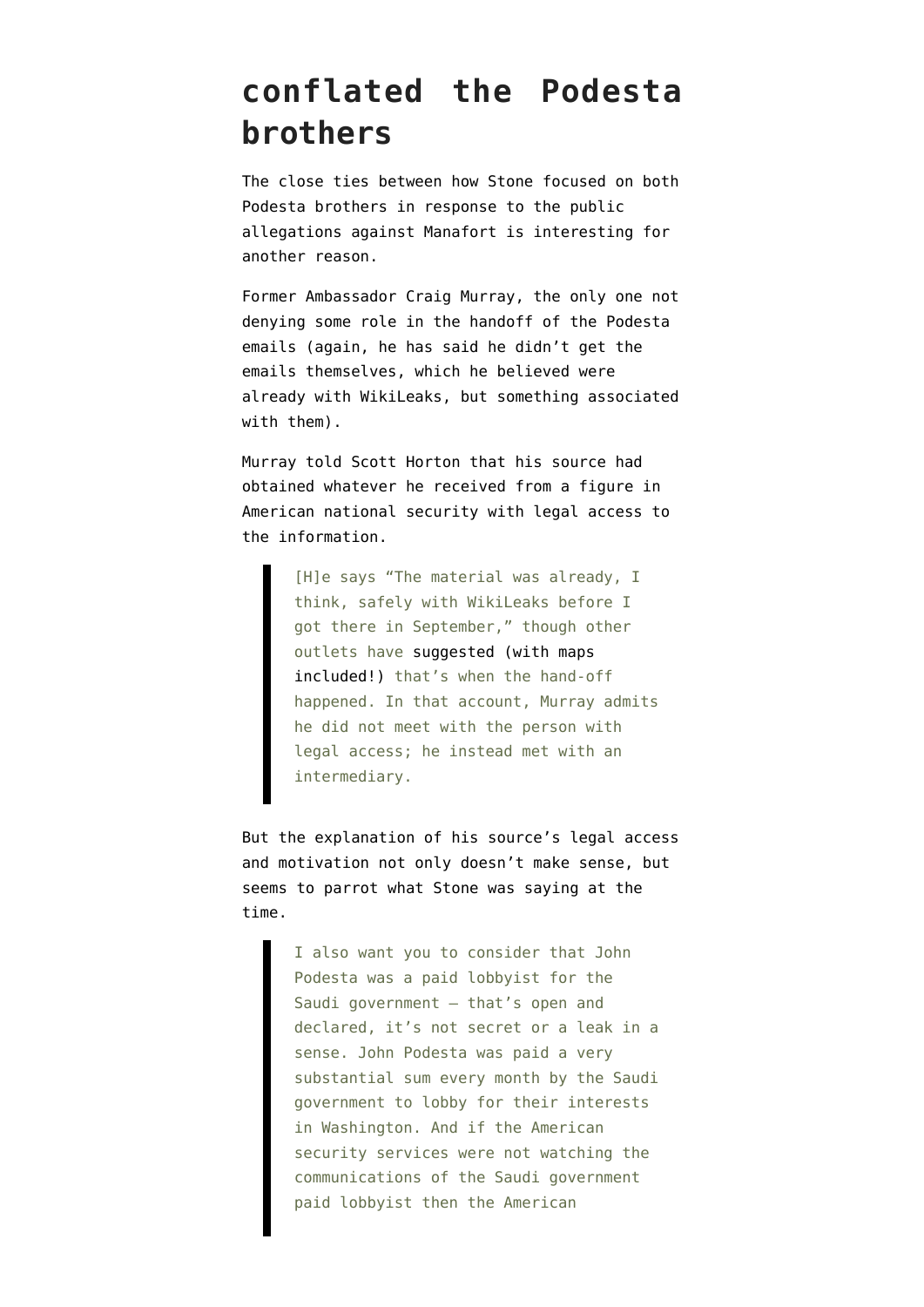# conflated the Podesta brothers

The close ties between how Stone focused on both Podesta brothers in response to the public allegations against Manafort is interesting for another reason.

Former Ambassador Craig Murray, the only one not denying some role in the handoff of the Podesta emails (again, he has said he didn't get the emails themselves, which he believed were already with WikiLeaks, but something associated with them).

Murray told Scott Horton that his source had obtained whatever he received from a figure in American national security with legal access to the information.

> [H]e says "The material was already, I think, safely with WikiLeaks before I got there in September," though other outlets have suggested (with maps included!) that's when the hand-off happened. In that account, Murray admits he did not meet with the person with legal access; he instead met with an intermediary.

But the explanation of his source's legal access and motivation not only doesn't make sense, but seems to parrot what Stone was saying at the time.

> I also want you to consider that John Podesta was a paid lobbyist for the Saudi government — that's open and declared, it's not secret or a leak in a sense. John Podesta was paid a very substantial sum every month by the Saudi government to lobby for their interests in Washington. And if the American security services were not watching the communications of the Saudi government paid lobbyist then the American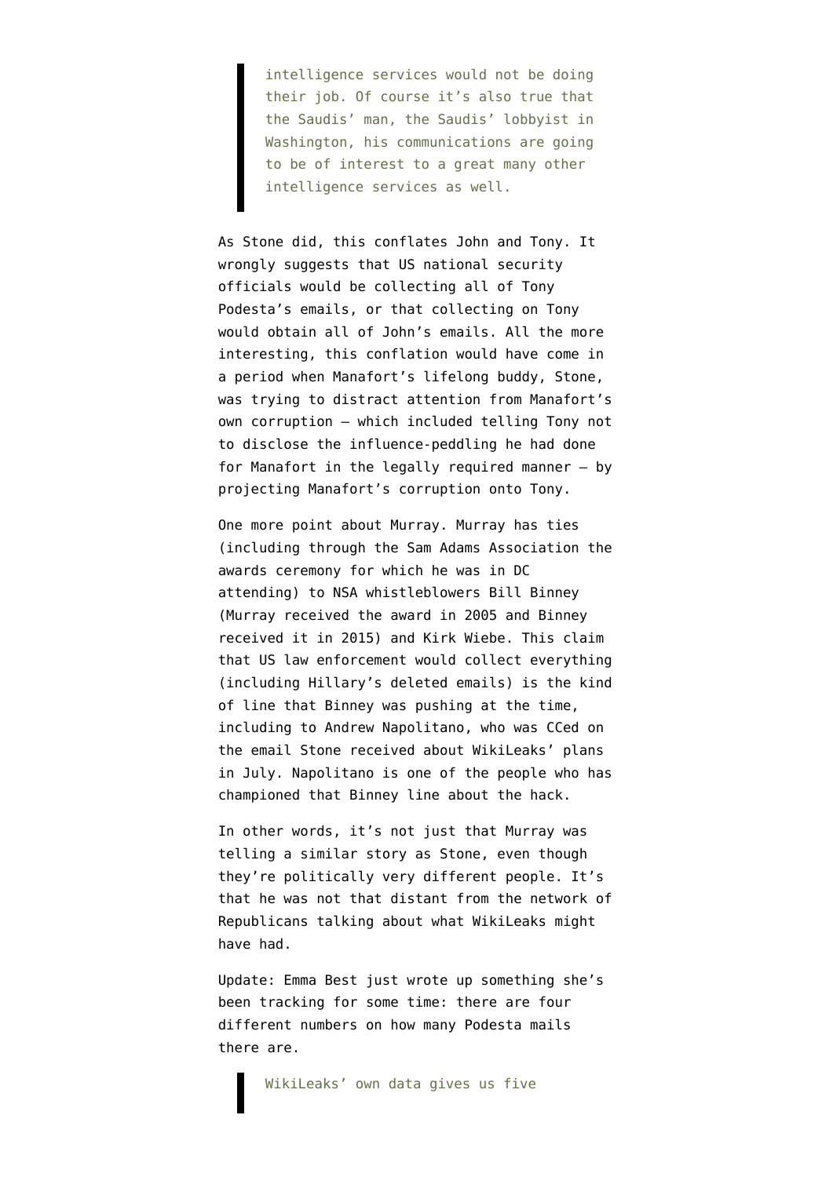> intelligence services would not be doing their job. Of course it's also true that the Saudis' man, the Saudis' lobbyist in Washington, his communications are going to be of interest to a great many other intelligence services as well.

As Stone did, this conflates John and Tony. It wrongly suggests that US national security officials would be collecting all of Tony Podesta's emails, or that collecting on Tony would obtain all of John's emails. All the more interesting, this conflation would have come in a period when Manafort's lifelong buddy, Stone, was trying to distract attention from Manafort's own corruption — which included telling Tony not to disclose the influence-peddling he had done for Manafort in the legally required manner — by projecting Manafort's corruption onto Tony.

One more point about Murray. Murray has ties (including through the Sam Adams Association the awards ceremony for which he was in DC attending) to NSA whistleblowers Bill Binney (Murray received the award in 2005 and Binney received it in 2015) and Kirk Wiebe. This claim that US law enforcement would collect everything (including Hillary's deleted emails) is the kind of line that Binney was pushing at the time, including to Andrew Napolitano, who was CCed on the email Stone received about WikiLeaks' plans in July. Napolitano is one of the people who has championed that Binney line about the hack.

In other words, it's not just that Murray was telling a similar story as Stone, even though they're politically very different people. It's that he was not that distant from the network of Republicans talking about what WikiLeaks might have had.

Update: Emma Best just wrote up something she's been tracking for some time: there are four different numbers on how many Podesta mails there are.

> WikiLeaks' own data gives us five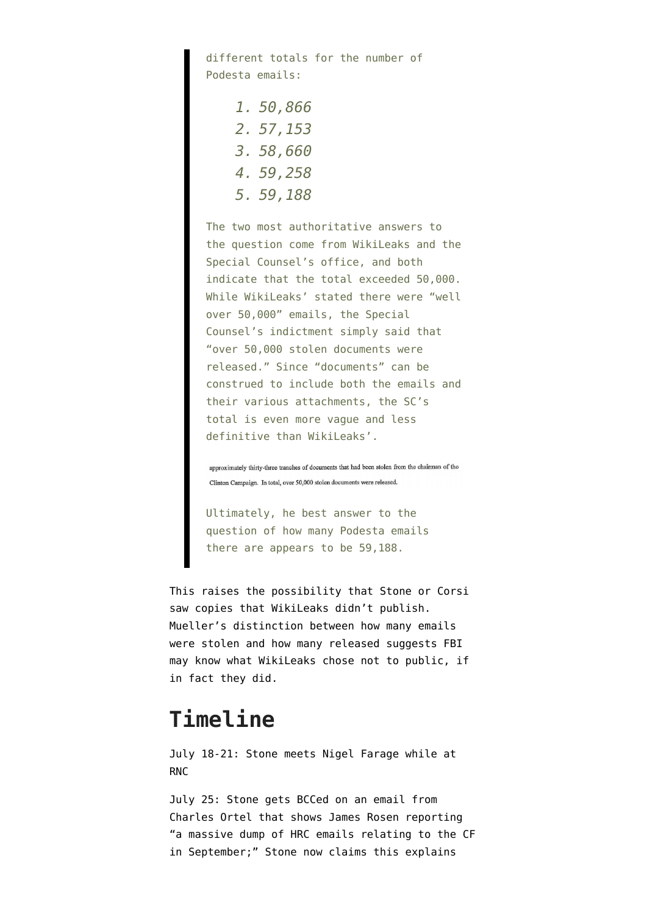> different totals for the number of Podesta emails:
>
> 1. *50,866*
> 2. *57,153*
> 3. *58,660*
> 4. *59,258*
> 5. *59,188*
>
> The two most authoritative answers to the question come from WikiLeaks and the Special Counsel's office, and both indicate that the total exceeded 50,000. While WikiLeaks' stated there were "well over 50,000" emails, the Special Counsel's indictment simply said that "over 50,000 stolen documents were released." Since "documents" can be construed to include both the emails and their various attachments, the SC's total is even more vague and less definitive than WikiLeaks'.
>
> approximately thirty-three tranches of documents that had been stolen from the chairman of the Clinton Campaign. In total, over 50,000 stolen documents were released.
>
> Ultimately, he best answer to the question of how many Podesta emails there are appears to be 59,188.

This raises the possibility that Stone or Corsi saw copies that WikiLeaks didn't publish. Mueller's distinction between how many emails were stolen and how many released suggests FBI may know what WikiLeaks chose not to public, if in fact they did.

## Timeline

July 18-21: Stone meets Nigel Farage while at RNC

July 25: Stone gets BCCed on an email from Charles Ortel that shows James Rosen reporting "a massive dump of HRC emails relating to the CF in September;" Stone now claims this explains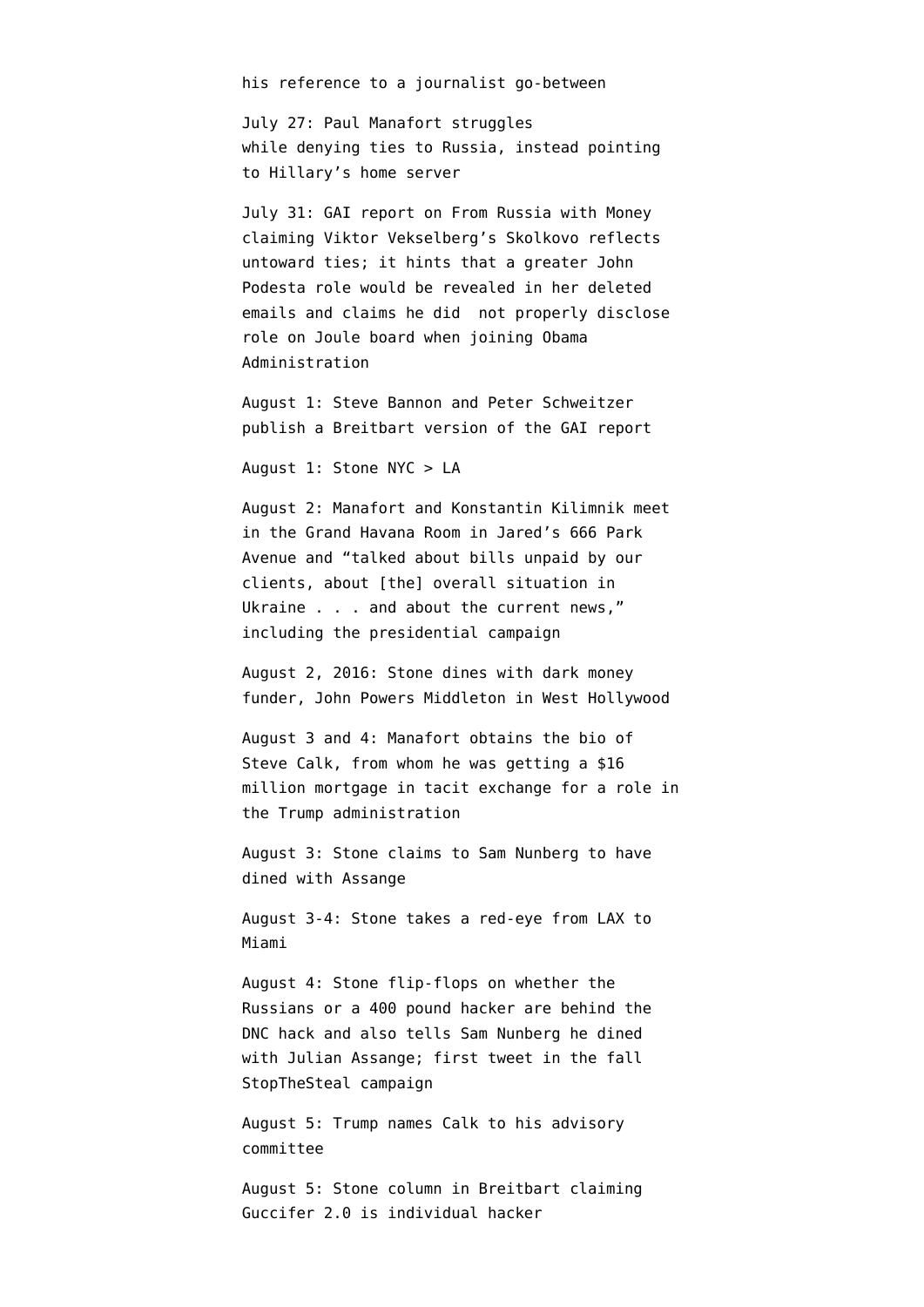his reference to a journalist go-between

July 27: Paul Manafort struggles while denying ties to Russia, instead pointing to Hillary's home server

July 31: GAI report on From Russia with Money claiming Viktor Vekselberg's Skolkovo reflects untoward ties; it hints that a greater John Podesta role would be revealed in her deleted emails and claims he did not properly disclose role on Joule board when joining Obama Administration

August 1: Steve Bannon and Peter Schweitzer publish a Breitbart version of the GAI report

August 1: Stone NYC > LA

August 2: Manafort and Konstantin Kilimnik meet in the Grand Havana Room in Jared's 666 Park Avenue and "talked about bills unpaid by our clients, about [the] overall situation in Ukraine . . . and about the current news," including the presidential campaign

August 2, 2016: Stone dines with dark money funder, John Powers Middleton in West Hollywood

August 3 and 4: Manafort obtains the bio of Steve Calk, from whom he was getting a $16 million mortgage in tacit exchange for a role in the Trump administration

August 3: Stone claims to Sam Nunberg to have dined with Assange

August 3-4: Stone takes a red-eye from LAX to Miami

August 4: Stone flip-flops on whether the Russians or a 400 pound hacker are behind the DNC hack and also tells Sam Nunberg he dined with Julian Assange; first tweet in the fall StopTheSteal campaign

August 5: Trump names Calk to his advisory committee

August 5: Stone column in Breitbart claiming Guccifer 2.0 is individual hacker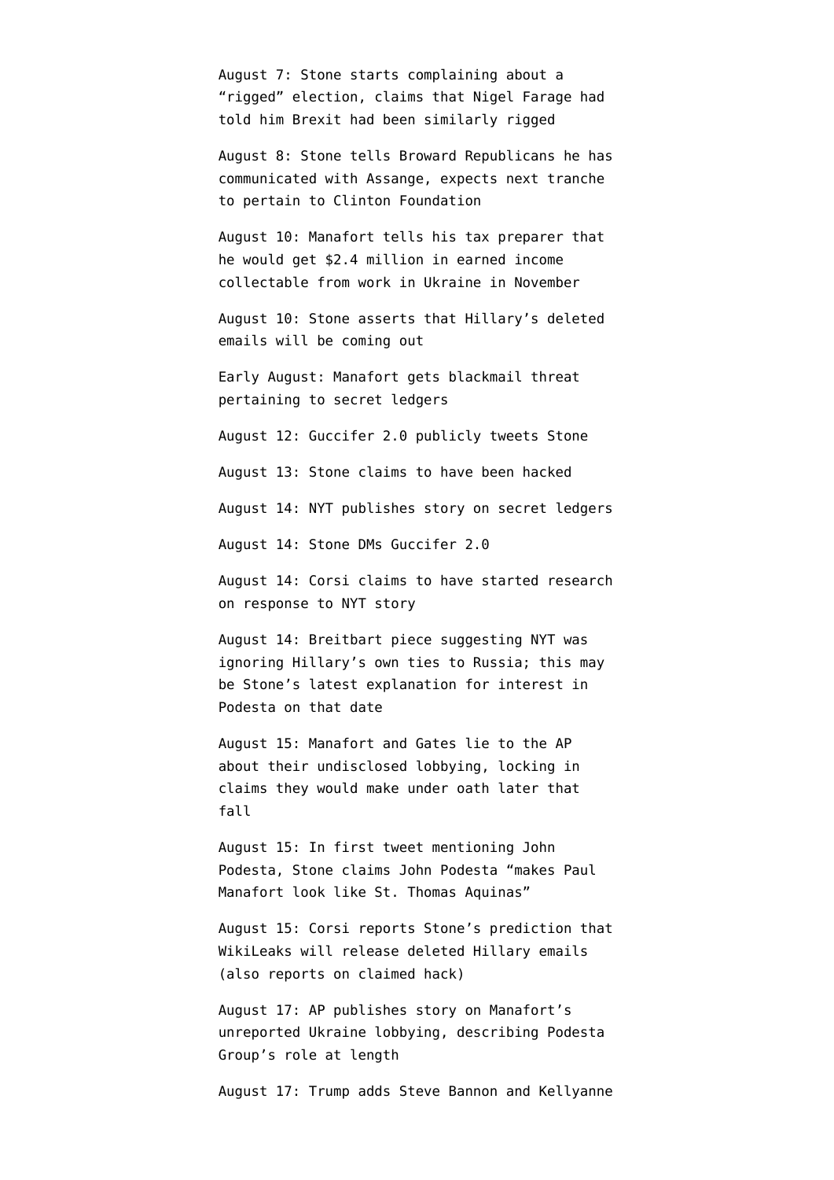August 7: Stone starts complaining about a "rigged" election, claims that Nigel Farage had told him Brexit had been similarly rigged

August 8: Stone tells Broward Republicans he has communicated with Assange, expects next tranche to pertain to Clinton Foundation

August 10: Manafort tells his tax preparer that he would get $2.4 million in earned income collectable from work in Ukraine in November

August 10: Stone asserts that Hillary's deleted emails will be coming out

Early August: Manafort gets blackmail threat pertaining to secret ledgers

August 12: Guccifer 2.0 publicly tweets Stone

August 13: Stone claims to have been hacked

August 14: NYT publishes story on secret ledgers

August 14: Stone DMs Guccifer 2.0

August 14: Corsi claims to have started research on response to NYT story

August 14: Breitbart piece suggesting NYT was ignoring Hillary's own ties to Russia; this may be Stone's latest explanation for interest in Podesta on that date

August 15: Manafort and Gates lie to the AP about their undisclosed lobbying, locking in claims they would make under oath later that fall

August 15: In first tweet mentioning John Podesta, Stone claims John Podesta "makes Paul Manafort look like St. Thomas Aquinas"

August 15: Corsi reports Stone's prediction that WikiLeaks will release deleted Hillary emails (also reports on claimed hack)

August 17: AP publishes story on Manafort's unreported Ukraine lobbying, describing Podesta Group's role at length

August 17: Trump adds Steve Bannon and Kellyanne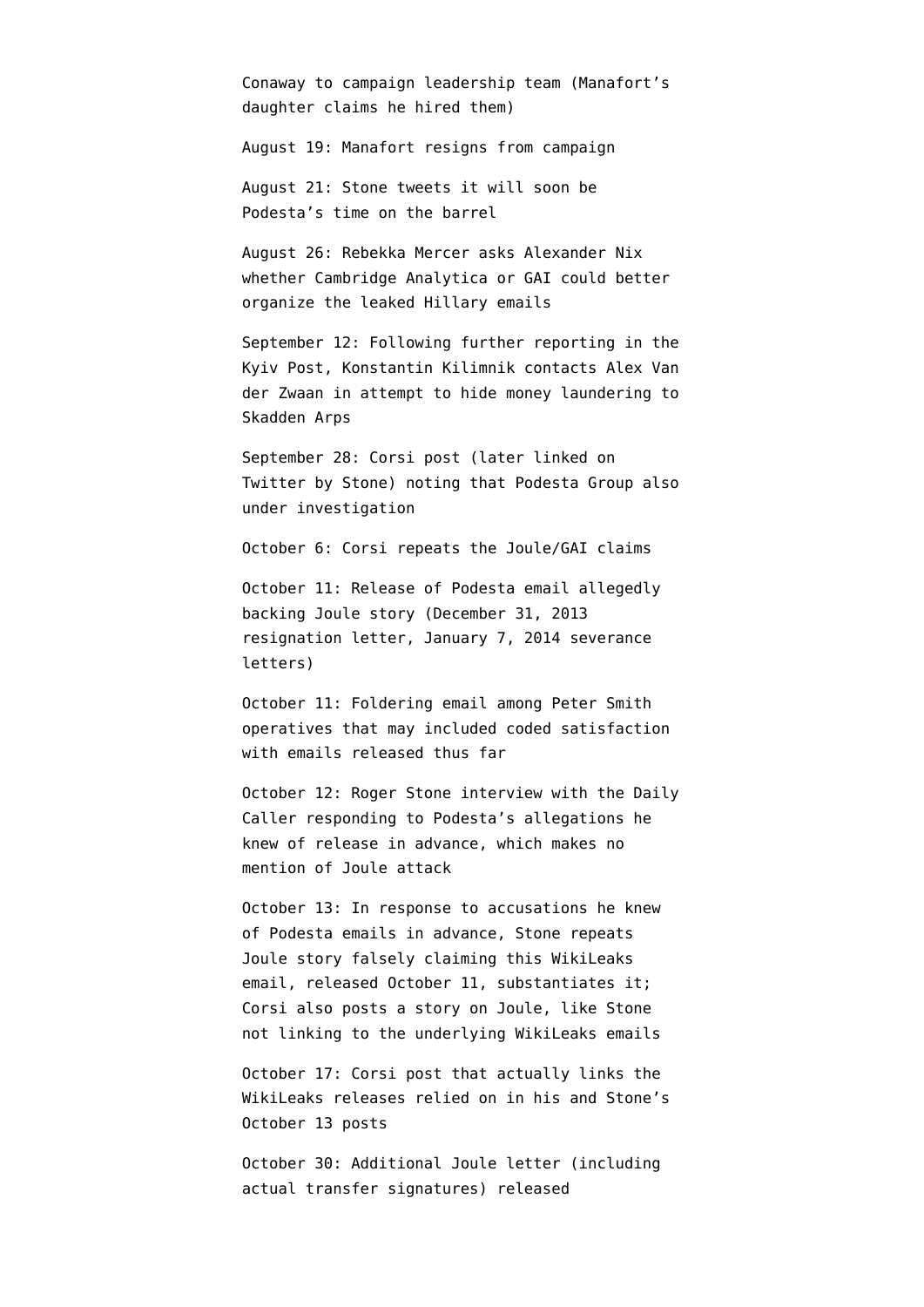Conaway to campaign leadership team (Manafort's daughter claims he hired them)

August 19: Manafort resigns from campaign

August 21: Stone tweets it will soon be Podesta's time on the barrel

August 26: Rebekka Mercer asks Alexander Nix whether Cambridge Analytica or GAI could better organize the leaked Hillary emails

September 12: Following further reporting in the Kyiv Post, Konstantin Kilimnik contacts Alex Van der Zwaan in attempt to hide money laundering to Skadden Arps

September 28: Corsi post (later linked on Twitter by Stone) noting that Podesta Group also under investigation

October 6: Corsi repeats the Joule/GAI claims

October 11: Release of Podesta email allegedly backing Joule story (December 31, 2013 resignation letter, January 7, 2014 severance letters)

October 11: Foldering email among Peter Smith operatives that may included coded satisfaction with emails released thus far

October 12: Roger Stone interview with the Daily Caller responding to Podesta's allegations he knew of release in advance, which makes no mention of Joule attack

October 13: In response to accusations he knew of Podesta emails in advance, Stone repeats Joule story falsely claiming this WikiLeaks email, released October 11, substantiates it; Corsi also posts a story on Joule, like Stone not linking to the underlying WikiLeaks emails

October 17: Corsi post that actually links the WikiLeaks releases relied on in his and Stone's October 13 posts

October 30: Additional Joule letter (including actual transfer signatures) released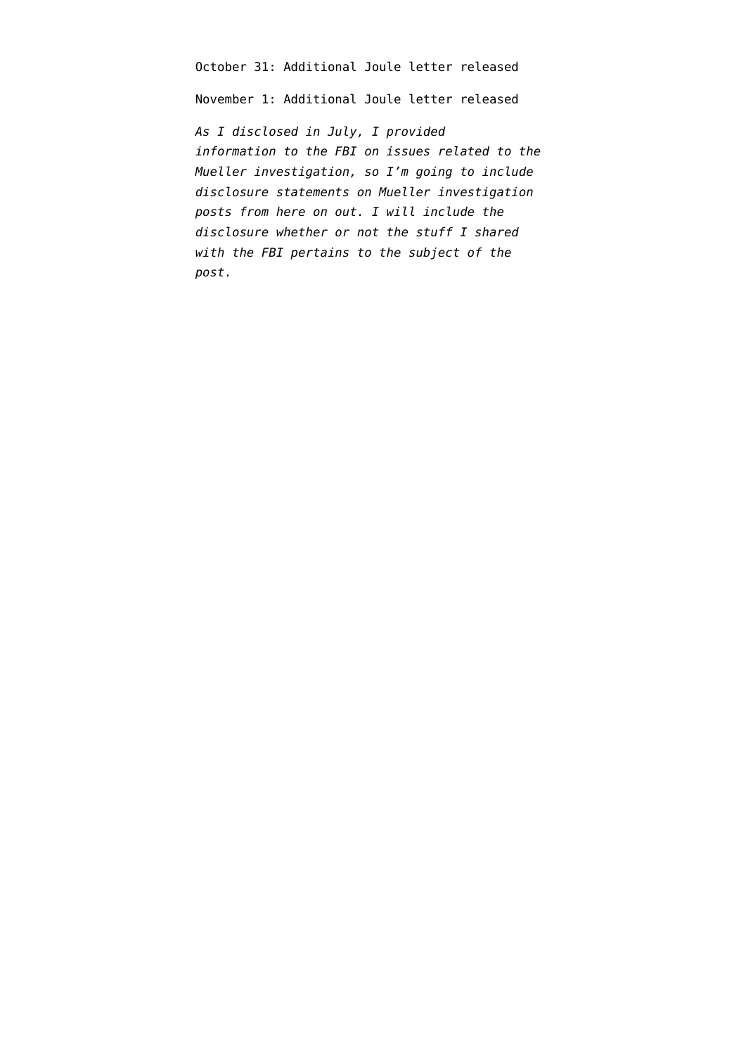October 31: Additional Joule letter released

November 1: Additional Joule letter released

*As I disclosed in July, I provided information to the FBI on issues related to the Mueller investigation, so I'm going to include disclosure statements on Mueller investigation posts from here on out. I will include the disclosure whether or not the stuff I shared with the FBI pertains to the subject of the post.*